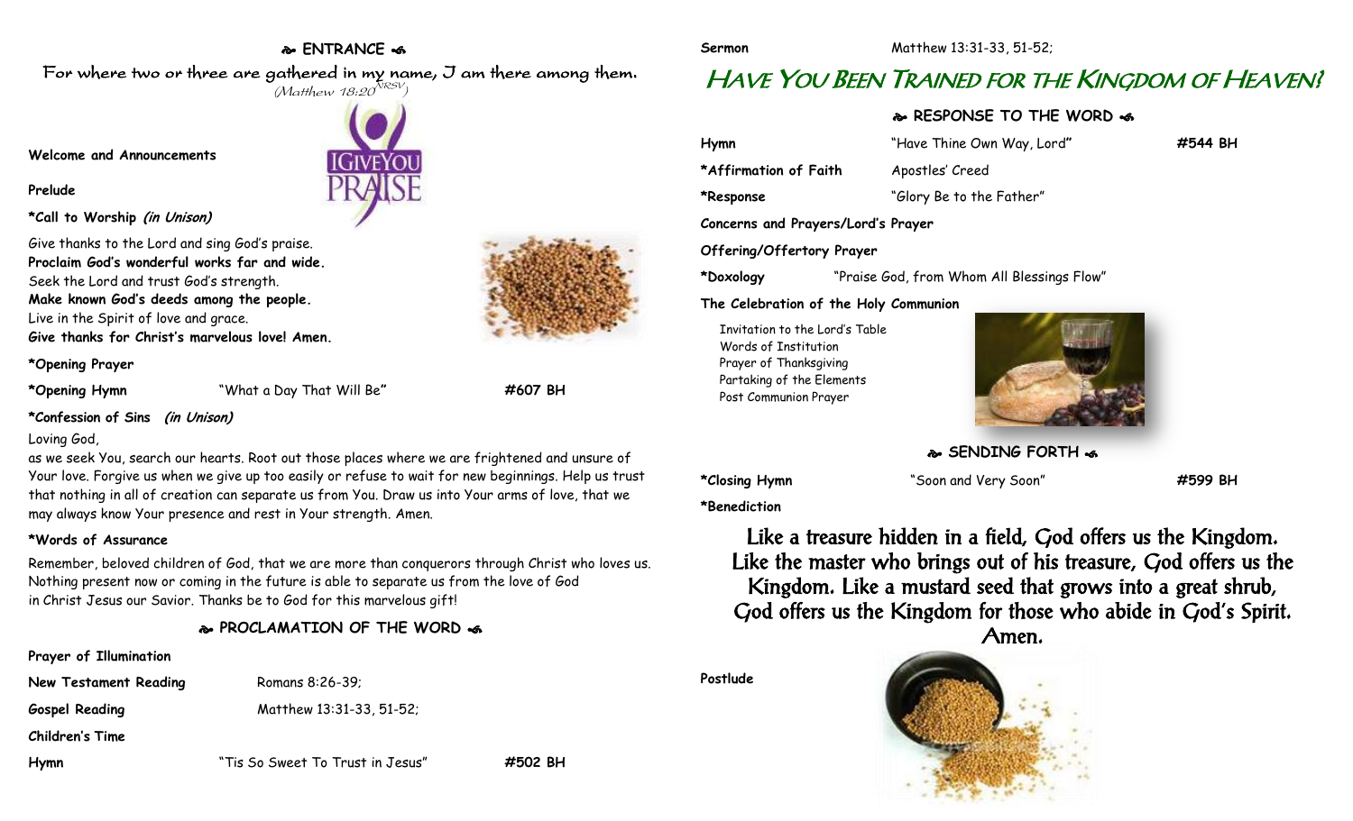## ❧ ENTRANCE ☙

For where two or three are gathered in my name, I am there among them.
*(Matthew 18:20 NRSV)*

**Welcome and Announcements**

**Prelude**

***Call to Worship** *(in Unison)*

Give thanks to the Lord and sing God's praise.
**Proclaim God's wonderful works far and wide.**
Seek the Lord and trust God's strength.
**Make known God's deeds among the people.**
Live in the Spirit of love and grace.
**Give thanks for Christ's marvelous love! Amen.**

***Opening Prayer**

***Opening Hymn** "What a Day That Will Be" **#607 BH**

***Confession of Sins** *(in Unison)*

Loving God,
as we seek You, search our hearts. Root out those places where we are frightened and unsure of Your love. Forgive us when we give up too easily or refuse to wait for new beginnings. Help us trust that nothing in all of creation can separate us from You. Draw us into Your arms of love, that we may always know Your presence and rest in Your strength. Amen.

***Words of Assurance**

Remember, beloved children of God, that we are more than conquerors through Christ who loves us. Nothing present now or coming in the future is able to separate us from the love of God in Christ Jesus our Savior. Thanks be to God for this marvelous gift!

## ❧ PROCLAMATION OF THE WORD ☙

**Prayer of Illumination**

**New Testament Reading** Romans 8:26-39;

**Gospel Reading** Matthew 13:31-33, 51-52;

**Children's Time**

**Hymn** "Tis So Sweet To Trust in Jesus" **#502 BH**

**Sermon** Matthew 13:31-33, 51-52;

# Have You Been Trained for the Kingdom of Heaven?

## ❧ RESPONSE TO THE WORD ☙

**Hymn** "Have Thine Own Way, Lord" **#544 BH**

***Affirmation of Faith** Apostles' Creed

***Response** "Glory Be to the Father"

**Concerns and Prayers/Lord's Prayer**

**Offering/Offertory Prayer**

***Doxology** "Praise God, from Whom All Blessings Flow"

**The Celebration of the Holy Communion**

Invitation to the Lord's Table
Words of Institution
Prayer of Thanksgiving
Partaking of the Elements
Post Communion Prayer

## ❧ SENDING FORTH ☙

***Closing Hymn** "Soon and Very Soon" **#599 BH**

***Benediction**

Like a treasure hidden in a field, God offers us the Kingdom. Like the master who brings out of his treasure, God offers us the Kingdom. Like a mustard seed that grows into a great shrub, God offers us the Kingdom for those who abide in God's Spirit. Amen.

**Postlude**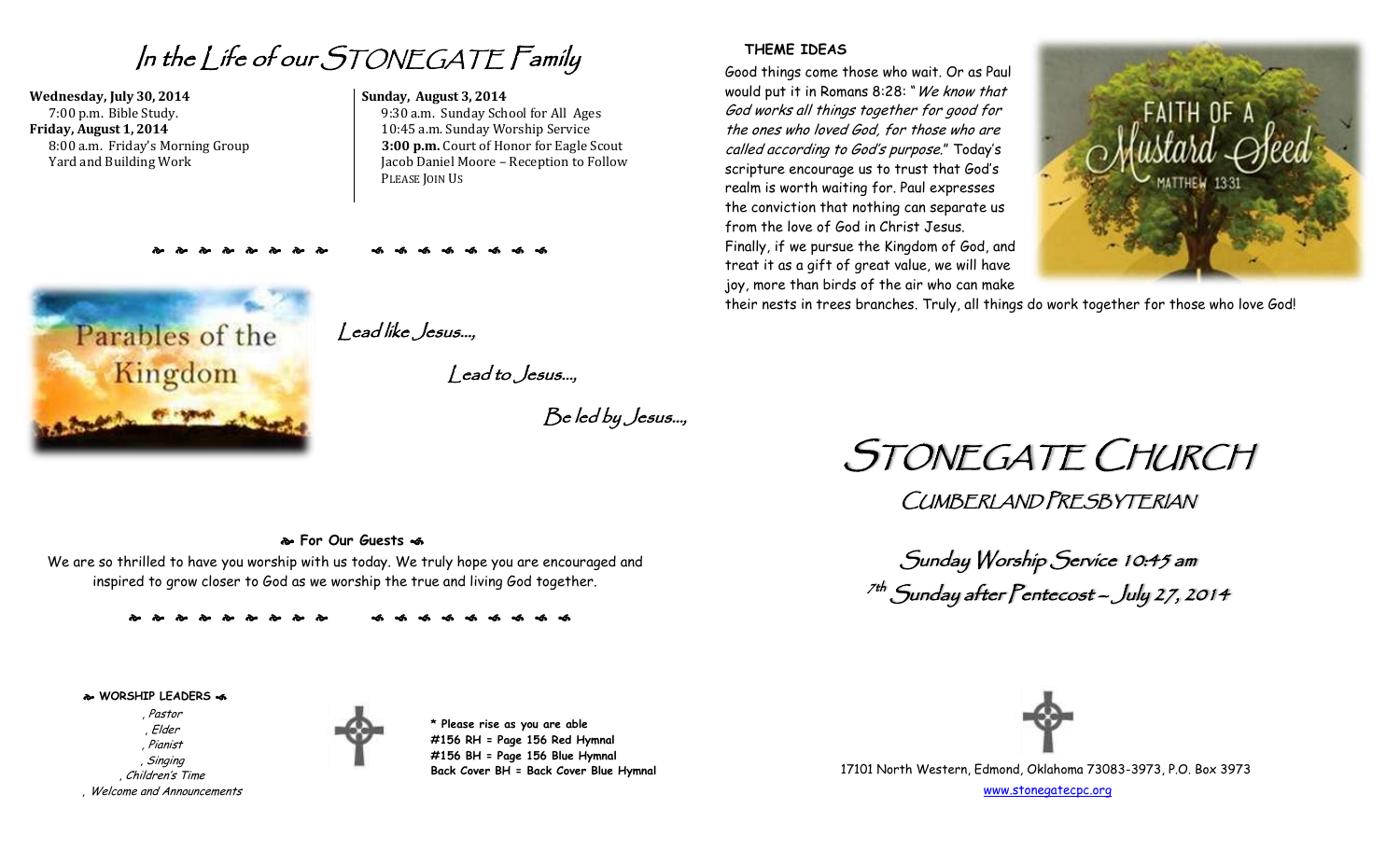# In the Life of our STONEGATE Family

**Wednesday, July 30, 2014**
7:00 p.m. Bible Study.

**Friday, August 1, 2014**
8:00 a.m. Friday's Morning Group
Yard and Building Work

**Sunday, August 3, 2014**
9:30 a.m. Sunday School for All Ages
10:45 a.m. Sunday Worship Service
**3:00 p.m.** Court of Honor for Eagle Scout
Jacob Daniel Moore – Reception to Follow
PLEASE JOIN US

*Lead like Jesus...,*

*Lead to Jesus...,*

*Be led by Jesus...,*

**For Our Guests**

We are so thrilled to have you worship with us today. We truly hope you are encouraged and inspired to grow closer to God as we worship the true and living God together.

**WORSHIP LEADERS**

*, Pastor*
*, Elder*
*, Pianist*
*, Singing*
*, Children's Time*
*, Welcome and Announcements*

**\* Please rise as you are able**
**#156 RH = Page 156 Red Hymnal**
**#156 BH = Page 156 Blue Hymnal**
**Back Cover BH = Back Cover Blue Hymnal**

**THEME IDEAS**

Good things come those who wait. Or as Paul would put it in Romans 8:28: "*We know that God works all things together for good for the ones who loved God, for those who are called according to God's purpose.*" Today's scripture encourage us to trust that God's realm is worth waiting for. Paul expresses the conviction that nothing can separate us from the love of God in Christ Jesus. Finally, if we pursue the Kingdom of God, and treat it as a gift of great value, we will have joy, more than birds of the air who can make their nests in trees branches. Truly, all things do work together for those who love God!

# STONEGATE CHURCH

## CUMBERLAND PRESBYTERIAN

*Sunday Worship Service 10:45 am*

*7th Sunday after Pentecost – July 27, 2014*

17101 North Western, Edmond, Oklahoma 73083-3973, P.O. Box 3973
www.stonegatecpc.org